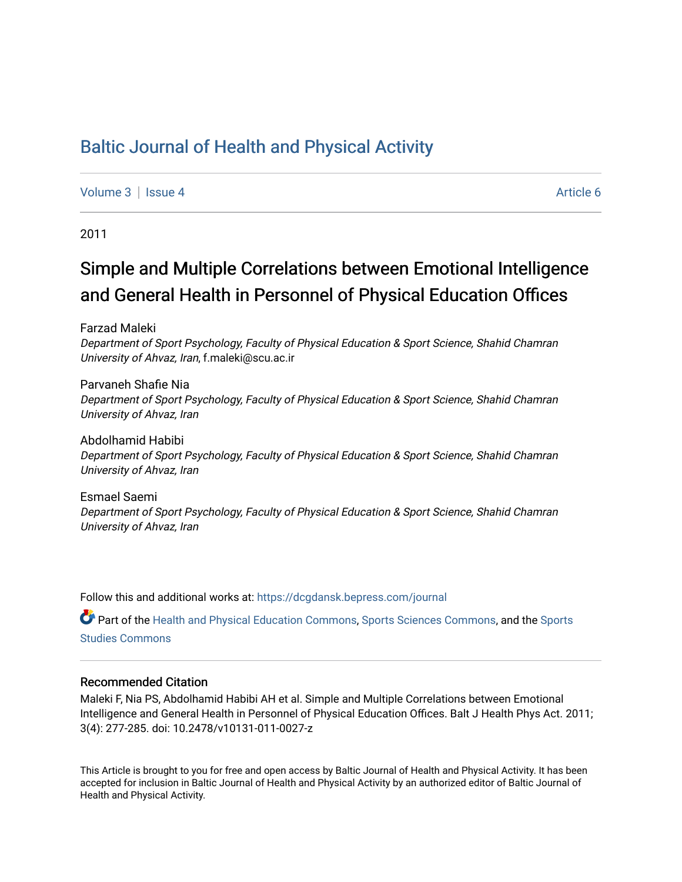# Baltic Journal of Health and Physical Activity

Volume 3 | Issue 4 Article 6

2011

## Simple and Multiple Correlations between Emotional Intelligence and General Health in Personnel of Physical Education Offices

Farzad Maleki
*Department of Sport Psychology, Faculty of Physical Education & Sport Science, Shahid Chamran University of Ahvaz, Iran*, f.maleki@scu.ac.ir

Parvaneh Shafie Nia
*Department of Sport Psychology, Faculty of Physical Education & Sport Science, Shahid Chamran University of Ahvaz, Iran*

Abdolhamid Habibi
*Department of Sport Psychology, Faculty of Physical Education & Sport Science, Shahid Chamran University of Ahvaz, Iran*

Esmael Saemi
*Department of Sport Psychology, Faculty of Physical Education & Sport Science, Shahid Chamran University of Ahvaz, Iran*

Follow this and additional works at: https://dcgdansk.bepress.com/journal

Part of the Health and Physical Education Commons, Sports Sciences Commons, and the Sports Studies Commons

### Recommended Citation

Maleki F, Nia PS, Abdolhamid Habibi AH et al. Simple and Multiple Correlations between Emotional Intelligence and General Health in Personnel of Physical Education Offices. Balt J Health Phys Act. 2011; 3(4): 277-285. doi: 10.2478/v10131-011-0027-z

This Article is brought to you for free and open access by Baltic Journal of Health and Physical Activity. It has been accepted for inclusion in Baltic Journal of Health and Physical Activity by an authorized editor of Baltic Journal of Health and Physical Activity.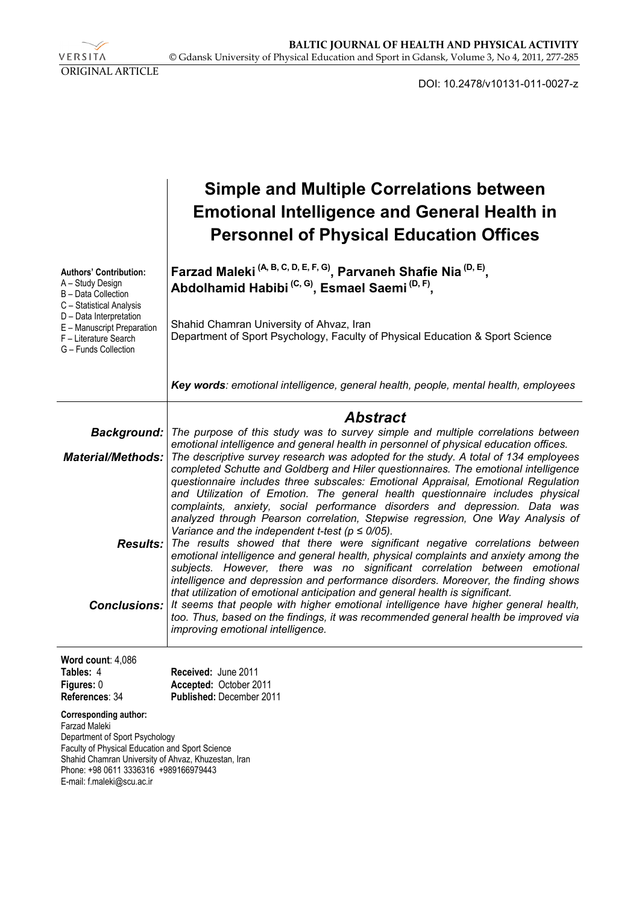ORIGINAL ARTICLE

DOI: 10.2478/v10131-011-0027-z

# Simple and Multiple Correlations between Emotional Intelligence and General Health in Personnel of Physical Education Offices

**Authors' Contribution:**
A – Study Design
B – Data Collection
C – Statistical Analysis
D – Data Interpretation
E – Manuscript Preparation
F – Literature Search
G – Funds Collection

**Farzad Maleki (A, B, C, D, E, F, G), Parvaneh Shafie Nia (D, E), Abdolhamid Habibi (C, G), Esmael Saemi (D, F),**

Shahid Chamran University of Ahvaz, Iran
Department of Sport Psychology, Faculty of Physical Education & Sport Science

***Key words**: emotional intelligence, general health, people, mental health, employees*

## Abstract

***Background:*** *The purpose of this study was to survey simple and multiple correlations between emotional intelligence and general health in personnel of physical education offices.*

***Material/Methods:*** *The descriptive survey research was adopted for the study. A total of 134 employees completed Schutte and Goldberg and Hiler questionnaires. The emotional intelligence questionnaire includes three subscales: Emotional Appraisal, Emotional Regulation and Utilization of Emotion. The general health questionnaire includes physical complaints, anxiety, social performance disorders and depression. Data was analyzed through Pearson correlation, Stepwise regression, One Way Analysis of Variance and the independent t-test ($p \leq 0/05$).*

***Results:*** *The results showed that there were significant negative correlations between emotional intelligence and general health, physical complaints and anxiety among the subjects. However, there was no significant correlation between emotional intelligence and depression and performance disorders. Moreover, the finding shows that utilization of emotional anticipation and general health is significant.*

***Conclusions:*** *It seems that people with higher emotional intelligence have higher general health, too. Thus, based on the findings, it was recommended general health be improved via improving emotional intelligence.*

**Word count**: 4,086
**Tables:** 4
**Figures:** 0
**References**: 34

**Received:** June 2011
**Accepted:** October 2011
**Published:** December 2011

**Corresponding author:**
Farzad Maleki
Department of Sport Psychology
Faculty of Physical Education and Sport Science
Shahid Chamran University of Ahvaz, Khuzestan, Iran
Phone: +98 0611 3336316 +989166979443
E-mail: f.maleki@scu.ac.ir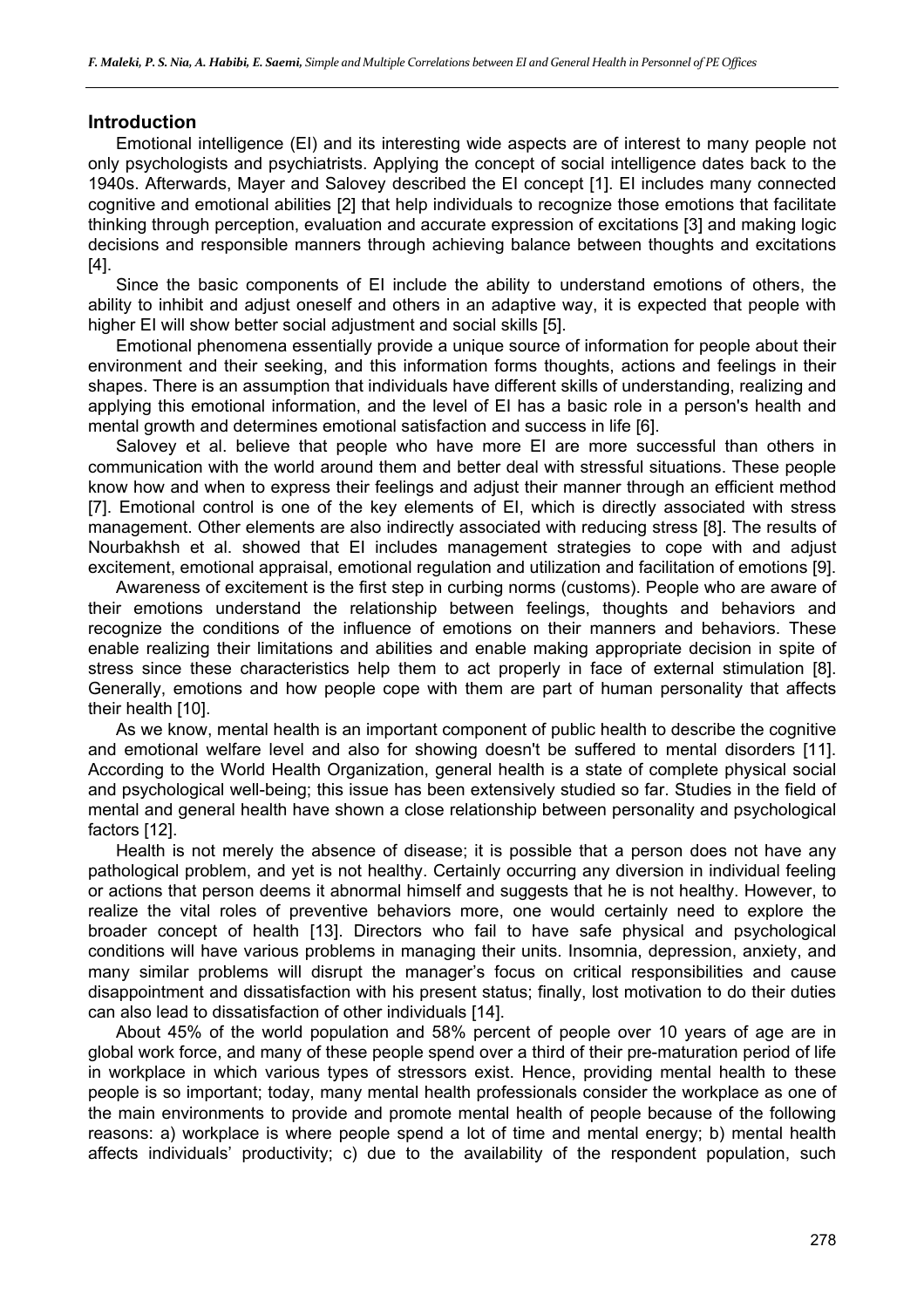## Introduction

Emotional intelligence (EI) and its interesting wide aspects are of interest to many people not only psychologists and psychiatrists. Applying the concept of social intelligence dates back to the 1940s. Afterwards, Mayer and Salovey described the EI concept [1]. EI includes many connected cognitive and emotional abilities [2] that help individuals to recognize those emotions that facilitate thinking through perception, evaluation and accurate expression of excitations [3] and making logic decisions and responsible manners through achieving balance between thoughts and excitations [4].

Since the basic components of EI include the ability to understand emotions of others, the ability to inhibit and adjust oneself and others in an adaptive way, it is expected that people with higher EI will show better social adjustment and social skills [5].

Emotional phenomena essentially provide a unique source of information for people about their environment and their seeking, and this information forms thoughts, actions and feelings in their shapes. There is an assumption that individuals have different skills of understanding, realizing and applying this emotional information, and the level of EI has a basic role in a person's health and mental growth and determines emotional satisfaction and success in life [6].

Salovey et al. believe that people who have more EI are more successful than others in communication with the world around them and better deal with stressful situations. These people know how and when to express their feelings and adjust their manner through an efficient method [7]. Emotional control is one of the key elements of EI, which is directly associated with stress management. Other elements are also indirectly associated with reducing stress [8]. The results of Nourbakhsh et al. showed that EI includes management strategies to cope with and adjust excitement, emotional appraisal, emotional regulation and utilization and facilitation of emotions [9].

Awareness of excitement is the first step in curbing norms (customs). People who are aware of their emotions understand the relationship between feelings, thoughts and behaviors and recognize the conditions of the influence of emotions on their manners and behaviors. These enable realizing their limitations and abilities and enable making appropriate decision in spite of stress since these characteristics help them to act properly in face of external stimulation [8]. Generally, emotions and how people cope with them are part of human personality that affects their health [10].

As we know, mental health is an important component of public health to describe the cognitive and emotional welfare level and also for showing doesn't be suffered to mental disorders [11]. According to the World Health Organization, general health is a state of complete physical social and psychological well-being; this issue has been extensively studied so far. Studies in the field of mental and general health have shown a close relationship between personality and psychological factors [12].

Health is not merely the absence of disease; it is possible that a person does not have any pathological problem, and yet is not healthy. Certainly occurring any diversion in individual feeling or actions that person deems it abnormal himself and suggests that he is not healthy. However, to realize the vital roles of preventive behaviors more, one would certainly need to explore the broader concept of health [13]. Directors who fail to have safe physical and psychological conditions will have various problems in managing their units. Insomnia, depression, anxiety, and many similar problems will disrupt the manager's focus on critical responsibilities and cause disappointment and dissatisfaction with his present status; finally, lost motivation to do their duties can also lead to dissatisfaction of other individuals [14].

About 45% of the world population and 58% percent of people over 10 years of age are in global work force, and many of these people spend over a third of their pre-maturation period of life in workplace in which various types of stressors exist. Hence, providing mental health to these people is so important; today, many mental health professionals consider the workplace as one of the main environments to provide and promote mental health of people because of the following reasons: a) workplace is where people spend a lot of time and mental energy; b) mental health affects individuals' productivity; c) due to the availability of the respondent population, such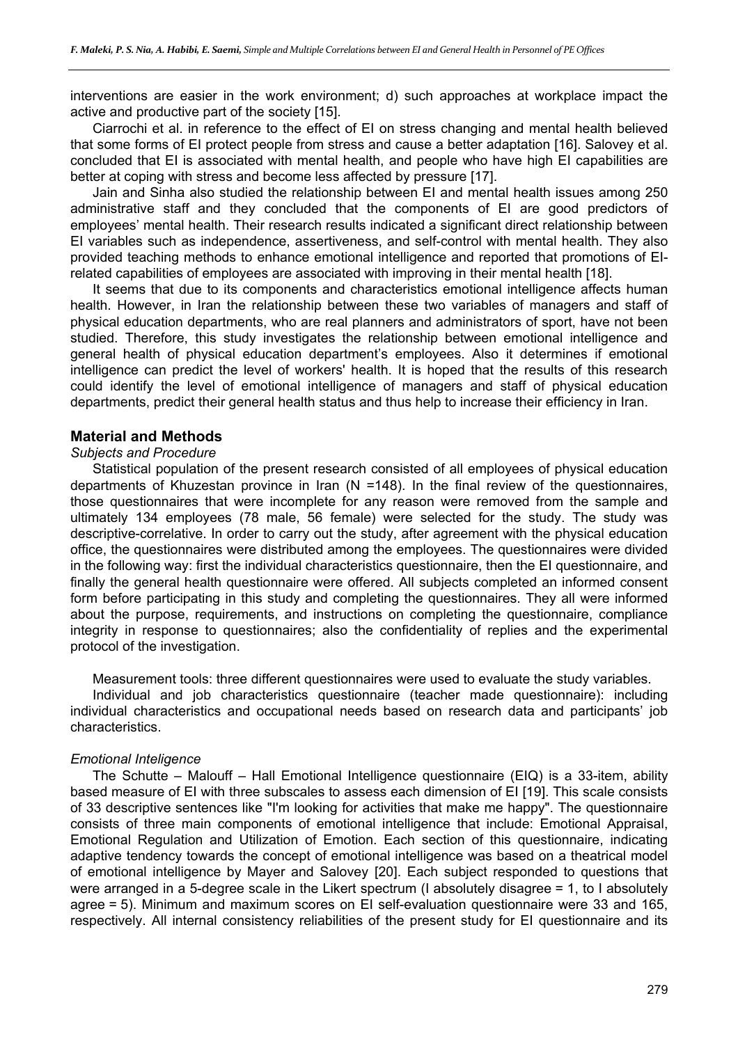interventions are easier in the work environment; d) such approaches at workplace impact the active and productive part of the society [15].

Ciarrochi et al. in reference to the effect of EI on stress changing and mental health believed that some forms of EI protect people from stress and cause a better adaptation [16]. Salovey et al. concluded that EI is associated with mental health, and people who have high EI capabilities are better at coping with stress and become less affected by pressure [17].

Jain and Sinha also studied the relationship between EI and mental health issues among 250 administrative staff and they concluded that the components of EI are good predictors of employees' mental health. Their research results indicated a significant direct relationship between EI variables such as independence, assertiveness, and self-control with mental health. They also provided teaching methods to enhance emotional intelligence and reported that promotions of EI-related capabilities of employees are associated with improving in their mental health [18].

It seems that due to its components and characteristics emotional intelligence affects human health. However, in Iran the relationship between these two variables of managers and staff of physical education departments, who are real planners and administrators of sport, have not been studied. Therefore, this study investigates the relationship between emotional intelligence and general health of physical education department's employees. Also it determines if emotional intelligence can predict the level of workers' health. It is hoped that the results of this research could identify the level of emotional intelligence of managers and staff of physical education departments, predict their general health status and thus help to increase their efficiency in Iran.

## Material and Methods

### *Subjects and Procedure*

Statistical population of the present research consisted of all employees of physical education departments of Khuzestan province in Iran (N =148). In the final review of the questionnaires, those questionnaires that were incomplete for any reason were removed from the sample and ultimately 134 employees (78 male, 56 female) were selected for the study. The study was descriptive-correlative. In order to carry out the study, after agreement with the physical education office, the questionnaires were distributed among the employees. The questionnaires were divided in the following way: first the individual characteristics questionnaire, then the EI questionnaire, and finally the general health questionnaire were offered. All subjects completed an informed consent form before participating in this study and completing the questionnaires. They all were informed about the purpose, requirements, and instructions on completing the questionnaire, compliance integrity in response to questionnaires; also the confidentiality of replies and the experimental protocol of the investigation.

Measurement tools: three different questionnaires were used to evaluate the study variables.

Individual and job characteristics questionnaire (teacher made questionnaire): including individual characteristics and occupational needs based on research data and participants' job characteristics.

### *Emotional Inteligence*

The Schutte – Malouff – Hall Emotional Intelligence questionnaire (EIQ) is a 33-item, ability based measure of EI with three subscales to assess each dimension of EI [19]. This scale consists of 33 descriptive sentences like "I'm looking for activities that make me happy". The questionnaire consists of three main components of emotional intelligence that include: Emotional Appraisal, Emotional Regulation and Utilization of Emotion. Each section of this questionnaire, indicating adaptive tendency towards the concept of emotional intelligence was based on a theatrical model of emotional intelligence by Mayer and Salovey [20]. Each subject responded to questions that were arranged in a 5-degree scale in the Likert spectrum (I absolutely disagree = 1, to I absolutely agree = 5). Minimum and maximum scores on EI self-evaluation questionnaire were 33 and 165, respectively. All internal consistency reliabilities of the present study for EI questionnaire and its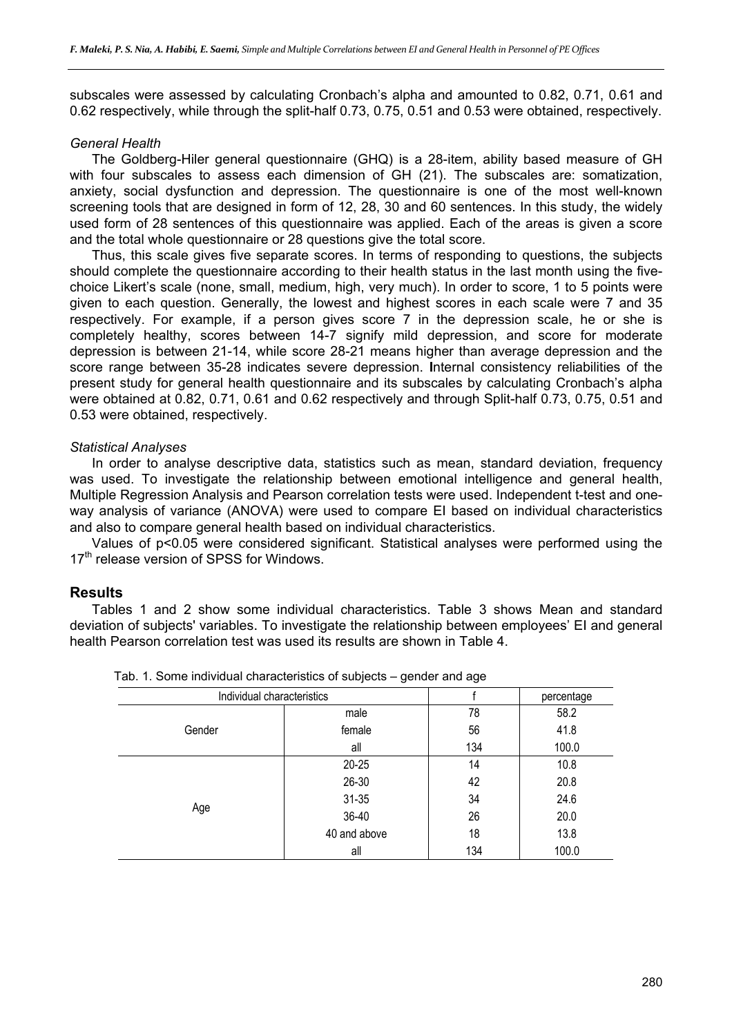subscales were assessed by calculating Cronbach's alpha and amounted to 0.82, 0.71, 0.61 and 0.62 respectively, while through the split-half 0.73, 0.75, 0.51 and 0.53 were obtained, respectively.

*General Health*

The Goldberg-Hiler general questionnaire (GHQ) is a 28-item, ability based measure of GH with four subscales to assess each dimension of GH (21). The subscales are: somatization, anxiety, social dysfunction and depression. The questionnaire is one of the most well-known screening tools that are designed in form of 12, 28, 30 and 60 sentences. In this study, the widely used form of 28 sentences of this questionnaire was applied. Each of the areas is given a score and the total whole questionnaire or 28 questions give the total score.

Thus, this scale gives five separate scores. In terms of responding to questions, the subjects should complete the questionnaire according to their health status in the last month using the five-choice Likert's scale (none, small, medium, high, very much). In order to score, 1 to 5 points were given to each question. Generally, the lowest and highest scores in each scale were 7 and 35 respectively. For example, if a person gives score 7 in the depression scale, he or she is completely healthy, scores between 14-7 signify mild depression, and score for moderate depression is between 21-14, while score 28-21 means higher than average depression and the score range between 35-28 indicates severe depression. **I**nternal consistency reliabilities of the present study for general health questionnaire and its subscales by calculating Cronbach's alpha were obtained at 0.82, 0.71, 0.61 and 0.62 respectively and through Split-half 0.73, 0.75, 0.51 and 0.53 were obtained, respectively.

*Statistical Analyses*

In order to analyse descriptive data, statistics such as mean, standard deviation, frequency was used. To investigate the relationship between emotional intelligence and general health, Multiple Regression Analysis and Pearson correlation tests were used. Independent t-test and one-way analysis of variance (ANOVA) were used to compare EI based on individual characteristics and also to compare general health based on individual characteristics.

Values of $p<0.05$ were considered significant. Statistical analyses were performed using the 17th release version of SPSS for Windows.

## Results

Tables 1 and 2 show some individual characteristics. Table 3 shows Mean and standard deviation of subjects' variables. To investigate the relationship between employees' EI and general health Pearson correlation test was used its results are shown in Table 4.

Tab. 1. Some individual characteristics of subjects – gender and age

| Individual characteristics | | f | percentage |
|---|---|---|---|
| Gender | male | 78 | 58.2 |
| | female | 56 | 41.8 |
| | all | 134 | 100.0 |
| Age | 20-25 | 14 | 10.8 |
| | 26-30 | 42 | 20.8 |
| | 31-35 | 34 | 24.6 |
| | 36-40 | 26 | 20.0 |
| | 40 and above | 18 | 13.8 |
| | all | 134 | 100.0 |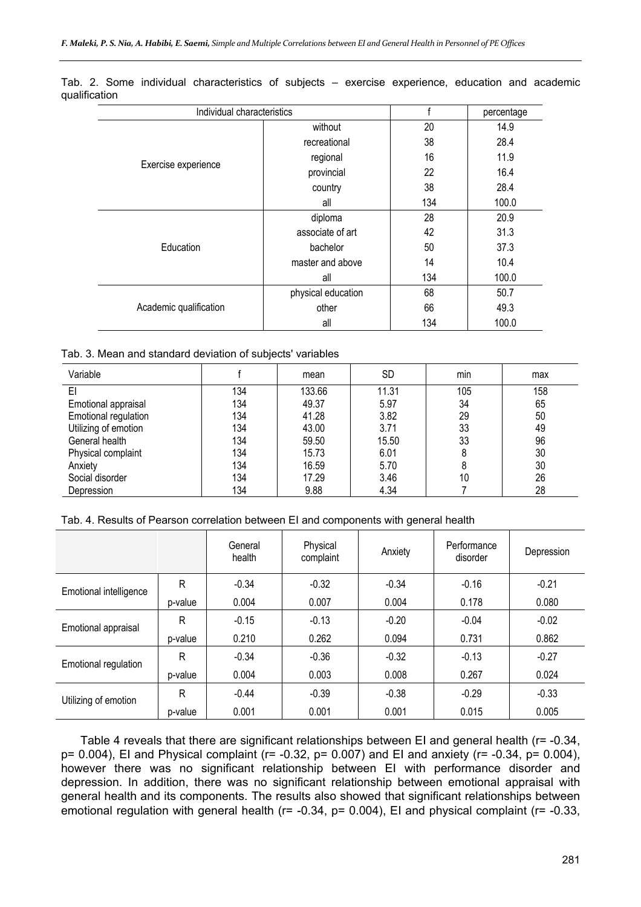Tab. 2. Some individual characteristics of subjects – exercise experience, education and academic qualification

| Individual characteristics | | f | percentage |
|---|---|---|---|
| Exercise experience | without | 20 | 14.9 |
| | recreational | 38 | 28.4 |
| | regional | 16 | 11.9 |
| | provincial | 22 | 16.4 |
| | country | 38 | 28.4 |
| | all | 134 | 100.0 |
| Education | diploma | 28 | 20.9 |
| | associate of art | 42 | 31.3 |
| | bachelor | 50 | 37.3 |
| | master and above | 14 | 10.4 |
| | all | 134 | 100.0 |
| Academic qualification | physical education | 68 | 50.7 |
| | other | 66 | 49.3 |
| | all | 134 | 100.0 |

Tab. 3. Mean and standard deviation of subjects' variables

| Variable | f | mean | SD | min | max |
|---|---|---|---|---|---|
| EI | 134 | 133.66 | 11.31 | 105 | 158 |
| Emotional appraisal | 134 | 49.37 | 5.97 | 34 | 65 |
| Emotional regulation | 134 | 41.28 | 3.82 | 29 | 50 |
| Utilizing of emotion | 134 | 43.00 | 3.71 | 33 | 49 |
| General health | 134 | 59.50 | 15.50 | 33 | 96 |
| Physical complaint | 134 | 15.73 | 6.01 | 8 | 30 |
| Anxiety | 134 | 16.59 | 5.70 | 8 | 30 |
| Social disorder | 134 | 17.29 | 3.46 | 10 | 26 |
| Depression | 134 | 9.88 | 4.34 | 7 | 28 |

Tab. 4. Results of Pearson correlation between EI and components with general health

| | | General health | Physical complaint | Anxiety | Performance disorder | Depression |
|---|---|---|---|---|---|---|
| Emotional intelligence | R | -0.34 | -0.32 | -0.34 | -0.16 | -0.21 |
| | p-value | 0.004 | 0.007 | 0.004 | 0.178 | 0.080 |
| Emotional appraisal | R | -0.15 | -0.13 | -0.20 | -0.04 | -0.02 |
| | p-value | 0.210 | 0.262 | 0.094 | 0.731 | 0.862 |
| Emotional regulation | R | -0.34 | -0.36 | -0.32 | -0.13 | -0.27 |
| | p-value | 0.004 | 0.003 | 0.008 | 0.267 | 0.024 |
| Utilizing of emotion | R | -0.44 | -0.39 | -0.38 | -0.29 | -0.33 |
| | p-value | 0.001 | 0.001 | 0.001 | 0.015 | 0.005 |

Table 4 reveals that there are significant relationships between EI and general health ($r = -0.34$, $p = 0.004$), EI and Physical complaint ($r = -0.32$, $p = 0.007$) and EI and anxiety ($r = -0.34$, $p = 0.004$), however there was no significant relationship between EI with performance disorder and depression. In addition, there was no significant relationship between emotional appraisal with general health and its components. The results also showed that significant relationships between emotional regulation with general health ($r = -0.34$, $p = 0.004$), EI and physical complaint ($r = -0.33$,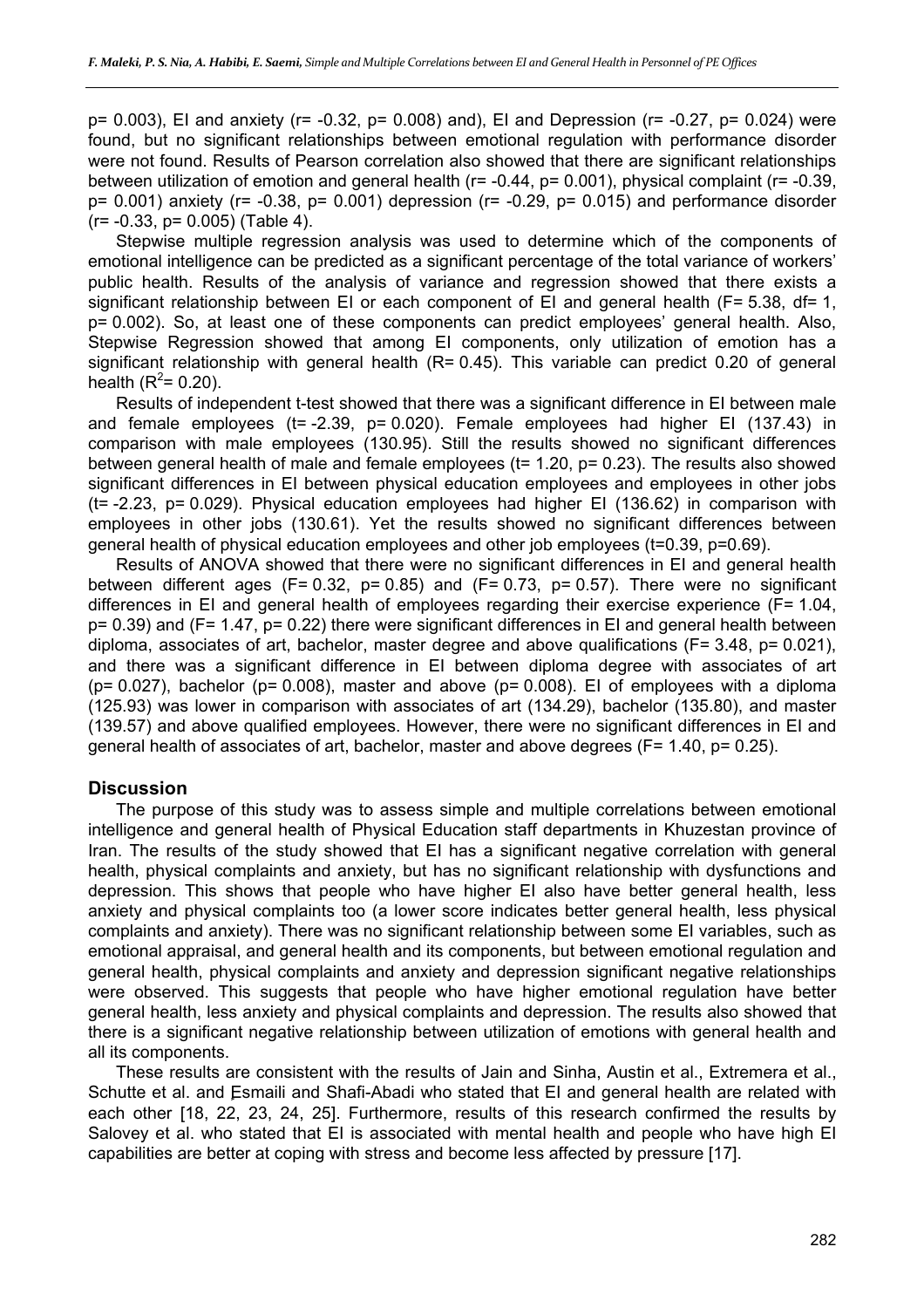$p = 0.003$), EI and anxiety ($r = -0.32$, $p = 0.008$) and), EI and Depression ($r = -0.27$, $p = 0.024$) were found, but no significant relationships between emotional regulation with performance disorder were not found. Results of Pearson correlation also showed that there are significant relationships between utilization of emotion and general health ($r = -0.44$, $p = 0.001$), physical complaint ($r = -0.39$, $p = 0.001$) anxiety ($r = -0.38$, $p = 0.001$) depression ($r = -0.29$, $p = 0.015$) and performance disorder ($r = -0.33$, $p = 0.005$) (Table 4).

Stepwise multiple regression analysis was used to determine which of the components of emotional intelligence can be predicted as a significant percentage of the total variance of workers' public health. Results of the analysis of variance and regression showed that there exists a significant relationship between EI or each component of EI and general health ($F = 5.38$, $df = 1$, $p = 0.002$). So, at least one of these components can predict employees' general health. Also, Stepwise Regression showed that among EI components, only utilization of emotion has a significant relationship with general health ($R = 0.45$). This variable can predict 0.20 of general health ($R^2 = 0.20$).

Results of independent t-test showed that there was a significant difference in EI between male and female employees ($t = -2.39$, $p = 0.020$). Female employees had higher EI (137.43) in comparison with male employees (130.95). Still the results showed no significant differences between general health of male and female employees ($t = 1.20$, $p = 0.23$). The results also showed significant differences in EI between physical education employees and employees in other jobs ($t = -2.23$, $p = 0.029$). Physical education employees had higher EI (136.62) in comparison with employees in other jobs (130.61). Yet the results showed no significant differences between general health of physical education employees and other job employees ($t = 0.39$, $p = 0.69$).

Results of ANOVA showed that there were no significant differences in EI and general health between different ages ($F = 0.32$, $p = 0.85$) and ($F = 0.73$, $p = 0.57$). There were no significant differences in EI and general health of employees regarding their exercise experience ($F = 1.04$, $p = 0.39$) and ($F = 1.47$, $p = 0.22$) there were significant differences in EI and general health between diploma, associates of art, bachelor, master degree and above qualifications ($F = 3.48$, $p = 0.021$), and there was a significant difference in EI between diploma degree with associates of art ($p = 0.027$), bachelor ($p = 0.008$), master and above ($p = 0.008$). EI of employees with a diploma (125.93) was lower in comparison with associates of art (134.29), bachelor (135.80), and master (139.57) and above qualified employees. However, there were no significant differences in EI and general health of associates of art, bachelor, master and above degrees ($F = 1.40$, $p = 0.25$).

## Discussion

The purpose of this study was to assess simple and multiple correlations between emotional intelligence and general health of Physical Education staff departments in Khuzestan province of Iran. The results of the study showed that EI has a significant negative correlation with general health, physical complaints and anxiety, but has no significant relationship with dysfunctions and depression. This shows that people who have higher EI also have better general health, less anxiety and physical complaints too (a lower score indicates better general health, less physical complaints and anxiety). There was no significant relationship between some EI variables, such as emotional appraisal, and general health and its components, but between emotional regulation and general health, physical complaints and anxiety and depression significant negative relationships were observed. This suggests that people who have higher emotional regulation have better general health, less anxiety and physical complaints and depression. The results also showed that there is a significant negative relationship between utilization of emotions with general health and all its components.

These results are consistent with the results of Jain and Sinha, Austin et al., Extremera et al., Schutte et al. and Esmaili and Shafi-Abadi who stated that EI and general health are related with each other [18, 22, 23, 24, 25]. Furthermore, results of this research confirmed the results by Salovey et al. who stated that EI is associated with mental health and people who have high EI capabilities are better at coping with stress and become less affected by pressure [17].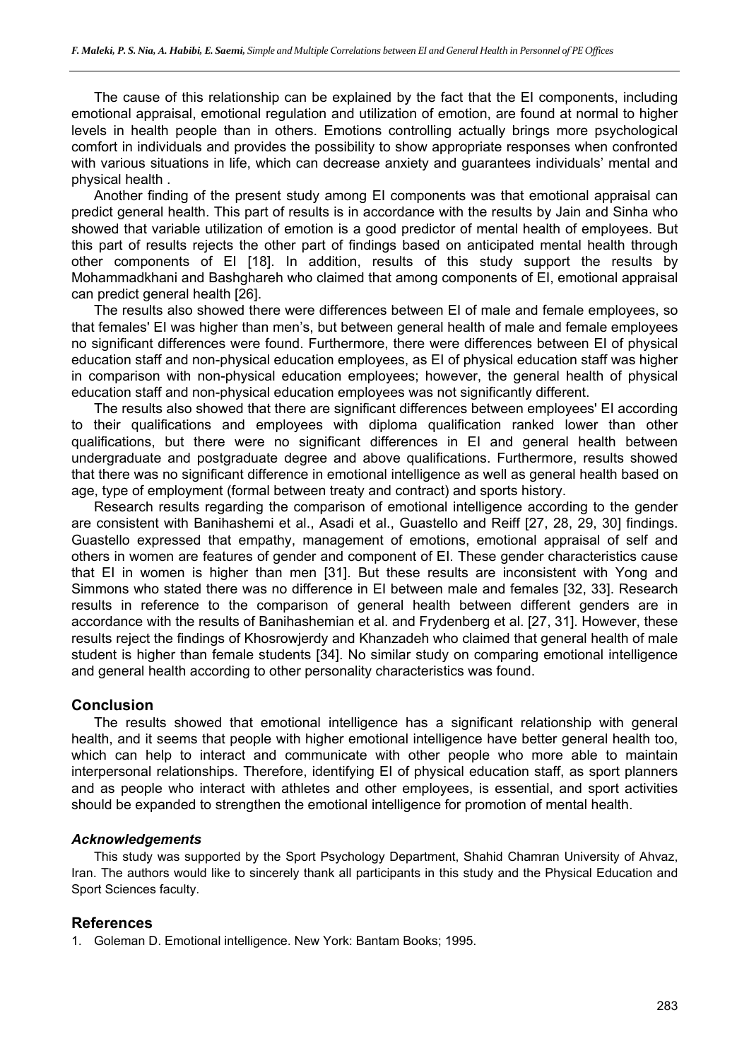The cause of this relationship can be explained by the fact that the EI components, including emotional appraisal, emotional regulation and utilization of emotion, are found at normal to higher levels in health people than in others. Emotions controlling actually brings more psychological comfort in individuals and provides the possibility to show appropriate responses when confronted with various situations in life, which can decrease anxiety and guarantees individuals' mental and physical health .

Another finding of the present study among EI components was that emotional appraisal can predict general health. This part of results is in accordance with the results by Jain and Sinha who showed that variable utilization of emotion is a good predictor of mental health of employees. But this part of results rejects the other part of findings based on anticipated mental health through other components of EI [18]. In addition, results of this study support the results by Mohammadkhani and Bashghareh who claimed that among components of EI, emotional appraisal can predict general health [26].

The results also showed there were differences between EI of male and female employees, so that females' EI was higher than men's, but between general health of male and female employees no significant differences were found. Furthermore, there were differences between EI of physical education staff and non-physical education employees, as EI of physical education staff was higher in comparison with non-physical education employees; however, the general health of physical education staff and non-physical education employees was not significantly different.

The results also showed that there are significant differences between employees' EI according to their qualifications and employees with diploma qualification ranked lower than other qualifications, but there were no significant differences in EI and general health between undergraduate and postgraduate degree and above qualifications. Furthermore, results showed that there was no significant difference in emotional intelligence as well as general health based on age, type of employment (formal between treaty and contract) and sports history.

Research results regarding the comparison of emotional intelligence according to the gender are consistent with Banihashemi et al., Asadi et al., Guastello and Reiff [27, 28, 29, 30] findings. Guastello expressed that empathy, management of emotions, emotional appraisal of self and others in women are features of gender and component of EI. These gender characteristics cause that EI in women is higher than men [31]. But these results are inconsistent with Yong and Simmons who stated there was no difference in EI between male and females [32, 33]. Research results in reference to the comparison of general health between different genders are in accordance with the results of Banihashemian et al. and Frydenberg et al. [27, 31]. However, these results reject the findings of Khosrowjerdy and Khanzadeh who claimed that general health of male student is higher than female students [34]. No similar study on comparing emotional intelligence and general health according to other personality characteristics was found.

## Conclusion

The results showed that emotional intelligence has a significant relationship with general health, and it seems that people with higher emotional intelligence have better general health too, which can help to interact and communicate with other people who more able to maintain interpersonal relationships. Therefore, identifying EI of physical education staff, as sport planners and as people who interact with athletes and other employees, is essential, and sport activities should be expanded to strengthen the emotional intelligence for promotion of mental health.

### *Acknowledgements*

This study was supported by the Sport Psychology Department, Shahid Chamran University of Ahvaz, Iran. The authors would like to sincerely thank all participants in this study and the Physical Education and Sport Sciences faculty.

## References

1. Goleman D. Emotional intelligence. New York: Bantam Books; 1995.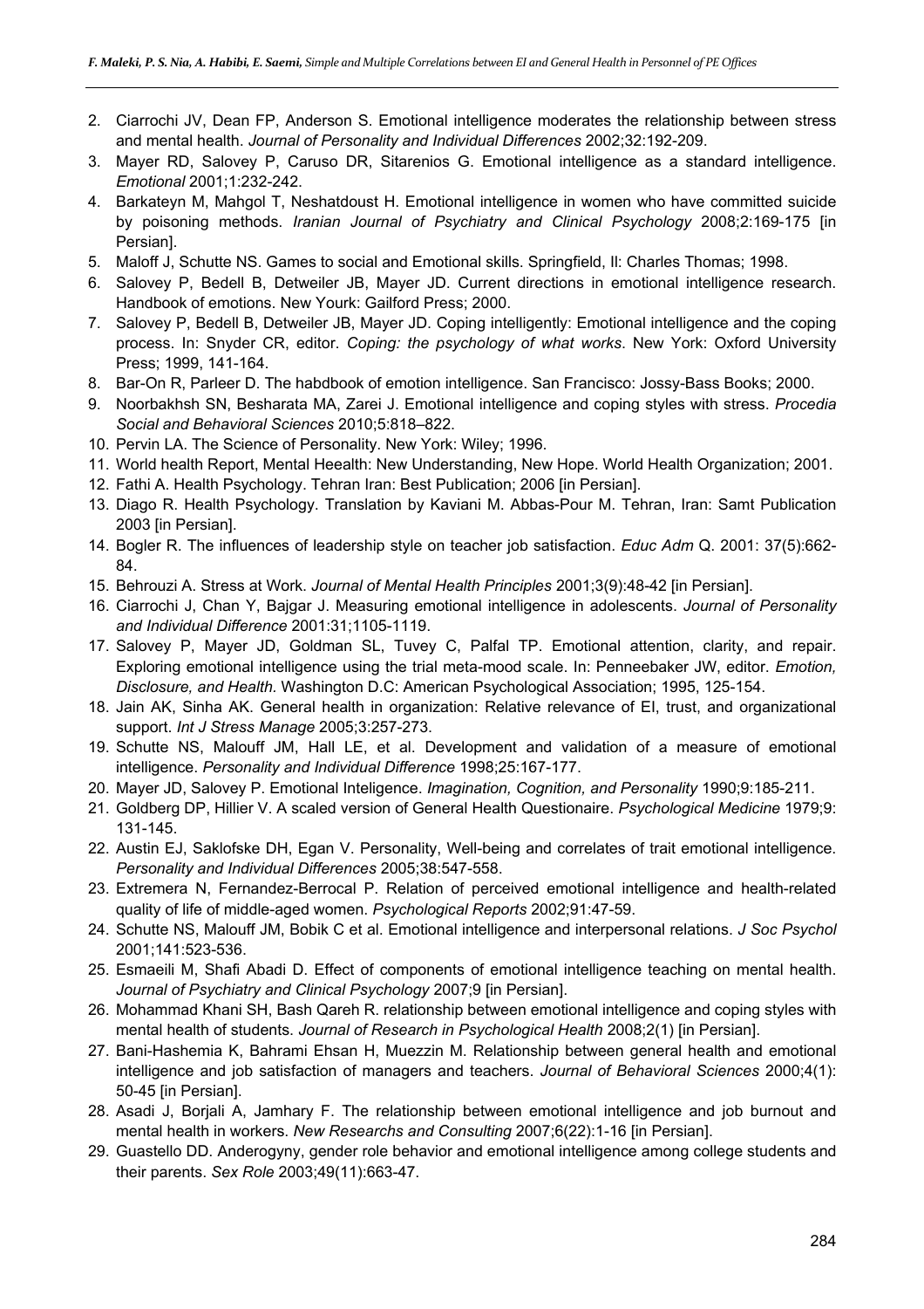2. Ciarrochi JV, Dean FP, Anderson S. Emotional intelligence moderates the relationship between stress and mental health. *Journal of Personality and Individual Differences* 2002;32:192-209.
3. Mayer RD, Salovey P, Caruso DR, Sitarenios G. Emotional intelligence as a standard intelligence. *Emotional* 2001;1:232-242.
4. Barkateyn M, Mahgol T, Neshatdoust H. Emotional intelligence in women who have committed suicide by poisoning methods. *Iranian Journal of Psychiatry and Clinical Psychology* 2008;2:169-175 [in Persian].
5. Maloff J, Schutte NS. Games to social and Emotional skills. Springfield, Il: Charles Thomas; 1998.
6. Salovey P, Bedell B, Detweiler JB, Mayer JD. Current directions in emotional intelligence research. Handbook of emotions. New Yourk: Gailford Press; 2000.
7. Salovey P, Bedell B, Detweiler JB, Mayer JD. Coping intelligently: Emotional intelligence and the coping process. In: Snyder CR, editor. *Coping: the psychology of what works*. New York: Oxford University Press; 1999, 141-164.
8. Bar-On R, Parleer D. The habdbook of emotion intelligence. San Francisco: Jossy-Bass Books; 2000.
9. Noorbakhsh SN, Besharata MA, Zarei J. Emotional intelligence and coping styles with stress. *Procedia Social and Behavioral Sciences* 2010;5:818–822.
10. Pervin LA. The Science of Personality. New York: Wiley; 1996.
11. World health Report, Mental Heealth: New Understanding, New Hope. World Health Organization; 2001.
12. Fathi A. Health Psychology. Tehran Iran: Best Publication; 2006 [in Persian].
13. Diago R. Health Psychology. Translation by Kaviani M. Abbas-Pour M. Tehran, Iran: Samt Publication 2003 [in Persian].
14. Bogler R. The influences of leadership style on teacher job satisfaction. *Educ Adm* Q. 2001: 37(5):662-84.
15. Behrouzi A. Stress at Work. *Journal of Mental Health Principles* 2001;3(9):48-42 [in Persian].
16. Ciarrochi J, Chan Y, Bajgar J. Measuring emotional intelligence in adolescents. *Journal of Personality and Individual Difference* 2001:31;1105-1119.
17. Salovey P, Mayer JD, Goldman SL, Tuvey C, Palfal TP. Emotional attention, clarity, and repair. Exploring emotional intelligence using the trial meta-mood scale. In: Penneebaker JW, editor. *Emotion, Disclosure, and Health.* Washington D.C: American Psychological Association; 1995, 125-154.
18. Jain AK, Sinha AK. General health in organization: Relative relevance of EI, trust, and organizational support. *Int J Stress Manage* 2005;3:257-273.
19. Schutte NS, Malouff JM, Hall LE, et al. Development and validation of a measure of emotional intelligence. *Personality and Individual Difference* 1998;25:167-177.
20. Mayer JD, Salovey P. Emotional Inteligence. *Imagination, Cognition, and Personality* 1990;9:185-211.
21. Goldberg DP, Hillier V. A scaled version of General Health Questionaire. *Psychological Medicine* 1979;9: 131-145.
22. Austin EJ, Saklofske DH, Egan V. Personality, Well-being and correlates of trait emotional intelligence. *Personality and Individual Differences* 2005;38:547-558.
23. Extremera N, Fernandez-Berrocal P. Relation of perceived emotional intelligence and health-related quality of life of middle-aged women. *Psychological Reports* 2002;91:47-59.
24. Schutte NS, Malouff JM, Bobik C et al. Emotional intelligence and interpersonal relations. *J Soc Psychol* 2001;141:523-536.
25. Esmaeili M, Shafi Abadi D. Effect of components of emotional intelligence teaching on mental health. *Journal of Psychiatry and Clinical Psychology* 2007;9 [in Persian].
26. Mohammad Khani SH, Bash Qareh R. relationship between emotional intelligence and coping styles with mental health of students. *Journal of Research in Psychological Health* 2008;2(1) [in Persian].
27. Bani-Hashemia K, Bahrami Ehsan H, Muezzin M. Relationship between general health and emotional intelligence and job satisfaction of managers and teachers. *Journal of Behavioral Sciences* 2000;4(1): 50-45 [in Persian].
28. Asadi J, Borjali A, Jamhary F. The relationship between emotional intelligence and job burnout and mental health in workers. *New Researchs and Consulting* 2007;6(22):1-16 [in Persian].
29. Guastello DD. Anderogyny, gender role behavior and emotional intelligence among college students and their parents. *Sex Role* 2003;49(11):663-47.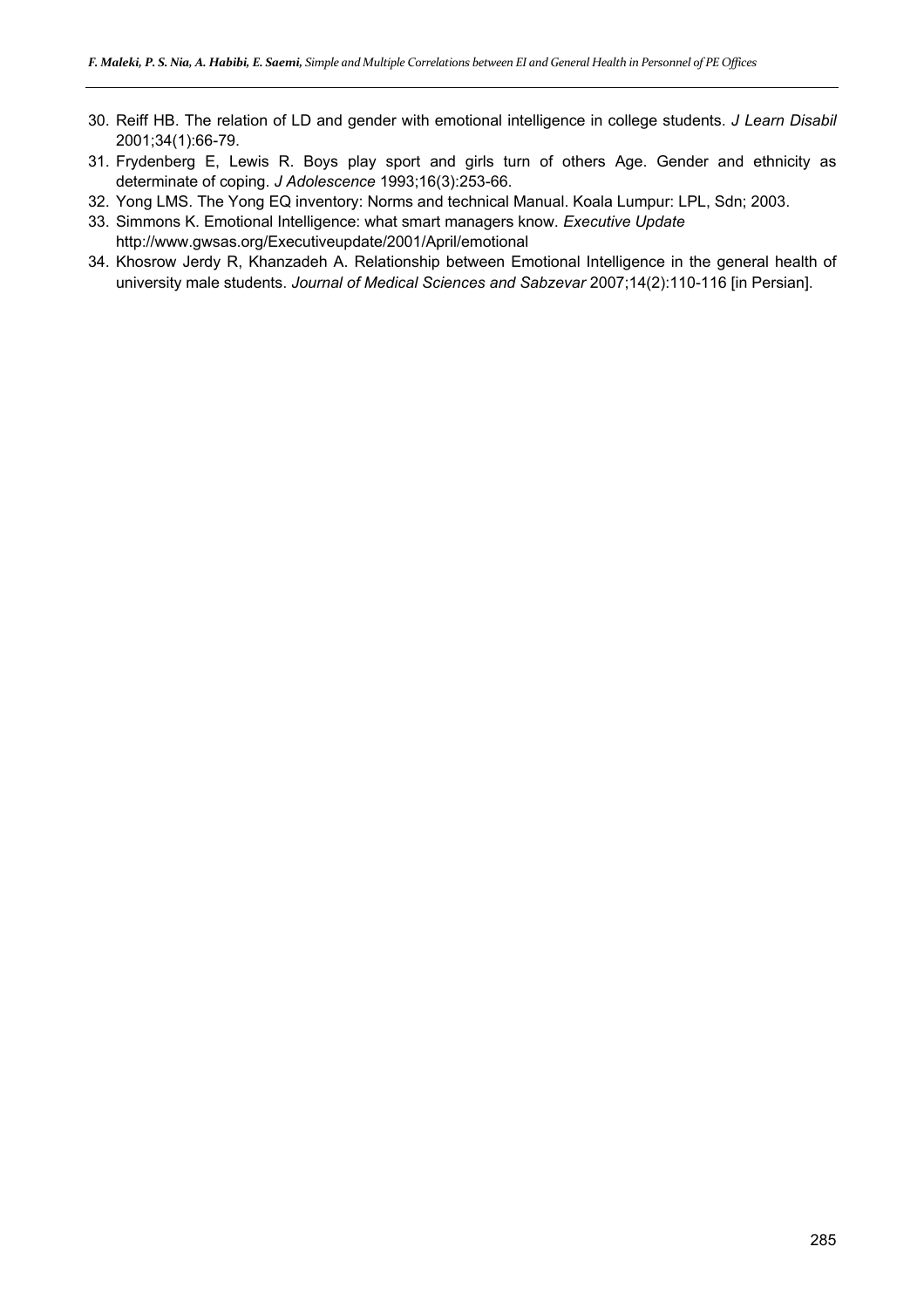30. Reiff HB. The relation of LD and gender with emotional intelligence in college students. *J Learn Disabil* 2001;34(1):66-79.
31. Frydenberg E, Lewis R. Boys play sport and girls turn of others Age. Gender and ethnicity as determinate of coping. *J Adolescence* 1993;16(3):253-66.
32. Yong LMS. The Yong EQ inventory: Norms and technical Manual. Koala Lumpur: LPL, Sdn; 2003.
33. Simmons K. Emotional Intelligence: what smart managers know. *Executive Update* http://www.gwsas.org/Executiveupdate/2001/April/emotional
34. Khosrow Jerdy R, Khanzadeh A. Relationship between Emotional Intelligence in the general health of university male students. *Journal of Medical Sciences and Sabzevar* 2007;14(2):110-116 [in Persian].